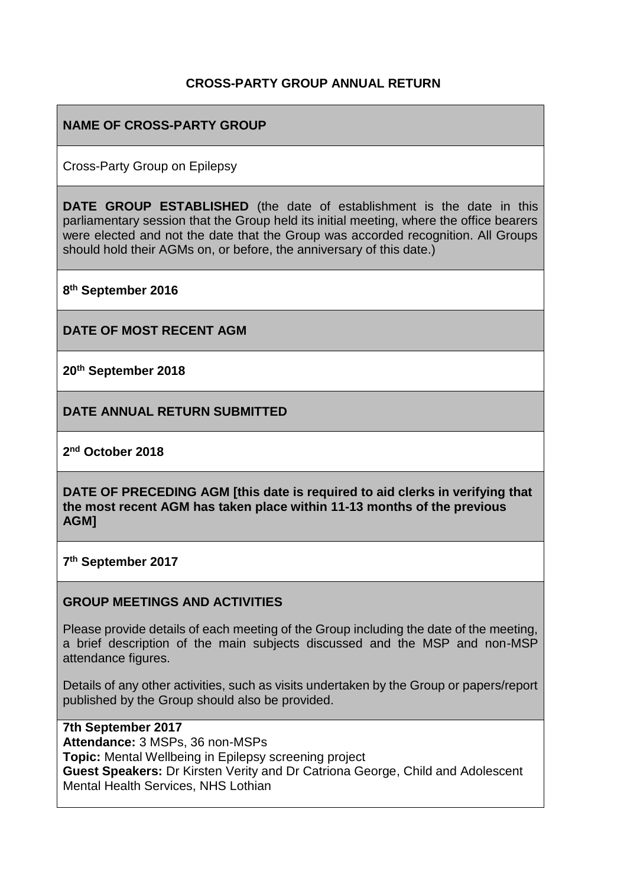# CROSS-PARTY GROUP ANNUAL RETURN

## NAME OF CROSS-PARTY GROUP

Cross-Party Group on Epilepsy

**DATE GROUP ESTABLISHED** (the date of establishment is the date in this parliamentary session that the Group held its initial meeting, where the office bearers were elected and not the date that the Group was accorded recognition. All Groups should hold their AGMs on, or before, the anniversary of this date.)

**8th September 2016**

## DATE OF MOST RECENT AGM

**20th September 2018**

## DATE ANNUAL RETURN SUBMITTED

**2nd October 2018**

**DATE OF PRECEDING AGM [this date is required to aid clerks in verifying that the most recent AGM has taken place within 11-13 months of the previous AGM]**

**7th September 2017**

## GROUP MEETINGS AND ACTIVITIES

Please provide details of each meeting of the Group including the date of the meeting, a brief description of the main subjects discussed and the MSP and non-MSP attendance figures.

Details of any other activities, such as visits undertaken by the Group or papers/report published by the Group should also be provided.

**7th September 2017**
**Attendance:** 3 MSPs, 36 non-MSPs
**Topic:** Mental Wellbeing in Epilepsy screening project
**Guest Speakers:** Dr Kirsten Verity and Dr Catriona George, Child and Adolescent Mental Health Services, NHS Lothian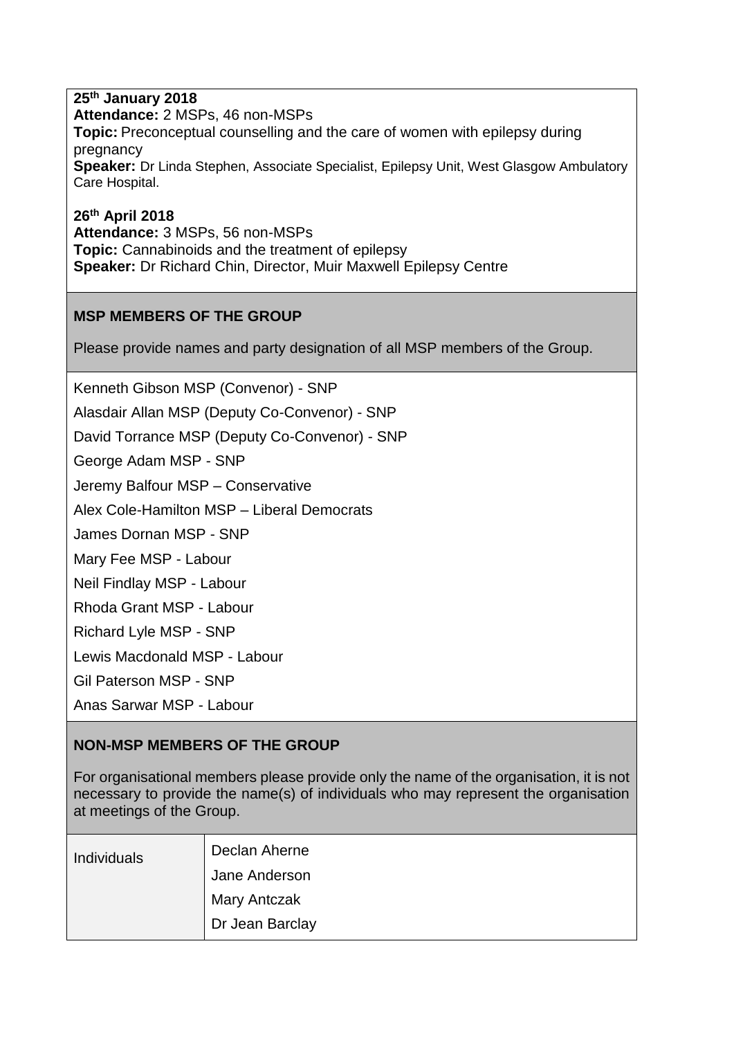**25th January 2018**
**Attendance:** 2 MSPs, 46 non-MSPs
**Topic:** Preconceptual counselling and the care of women with epilepsy during pregnancy
**Speaker:** Dr Linda Stephen, Associate Specialist, Epilepsy Unit, West Glasgow Ambulatory Care Hospital.

**26th April 2018**
**Attendance:** 3 MSPs, 56 non-MSPs
**Topic:** Cannabinoids and the treatment of epilepsy
**Speaker:** Dr Richard Chin, Director, Muir Maxwell Epilepsy Centre

## MSP MEMBERS OF THE GROUP

Please provide names and party designation of all MSP members of the Group.

Kenneth Gibson MSP (Convenor) - SNP

Alasdair Allan MSP (Deputy Co-Convenor) - SNP

David Torrance MSP (Deputy Co-Convenor) - SNP

George Adam MSP - SNP

Jeremy Balfour MSP – Conservative

Alex Cole-Hamilton MSP – Liberal Democrats

James Dornan MSP - SNP

Mary Fee MSP - Labour

Neil Findlay MSP - Labour

Rhoda Grant MSP - Labour

Richard Lyle MSP - SNP

Lewis Macdonald MSP - Labour

Gil Paterson MSP - SNP

Anas Sarwar MSP - Labour

## NON-MSP MEMBERS OF THE GROUP

For organisational members please provide only the name of the organisation, it is not necessary to provide the name(s) of individuals who may represent the organisation at meetings of the Group.

| Individuals | Declan Aherne |
|---|---|
| | Jane Anderson |
| | Mary Antczak |
| | Dr Jean Barclay |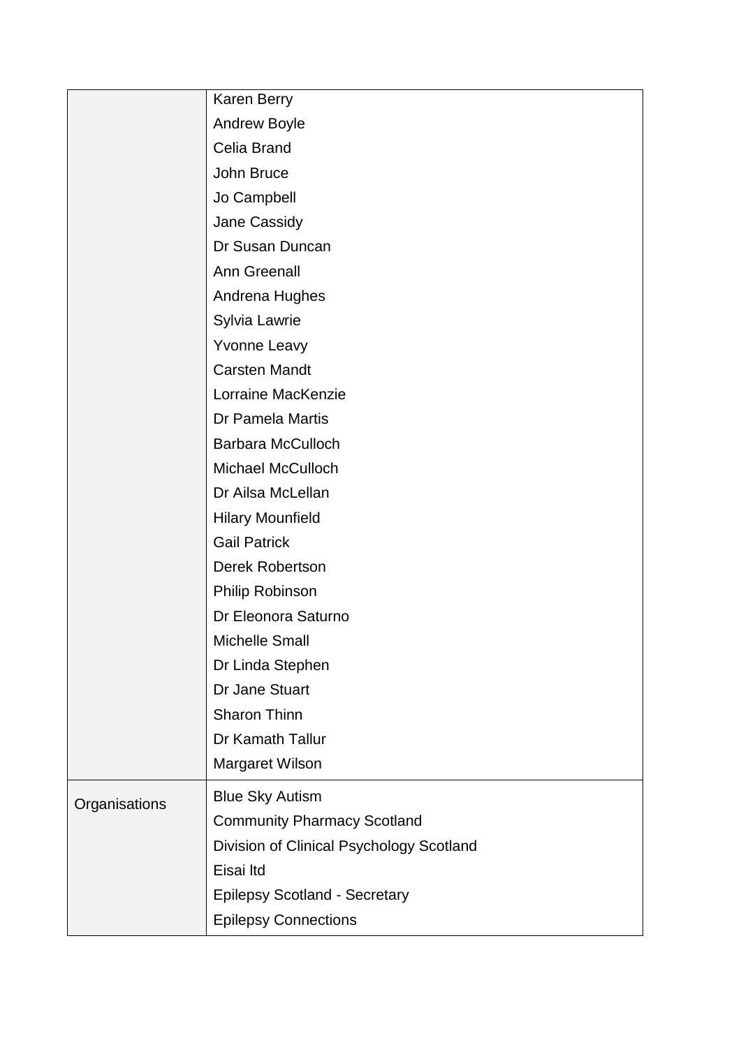| | |
|---|---|
| | Karen Berry<br>Andrew Boyle<br>Celia Brand<br>John Bruce<br>Jo Campbell<br>Jane Cassidy<br>Dr Susan Duncan<br>Ann Greenall<br>Andrena Hughes<br>Sylvia Lawrie<br>Yvonne Leavy<br>Carsten Mandt<br>Lorraine MacKenzie<br>Dr Pamela Martis<br>Barbara McCulloch<br>Michael McCulloch<br>Dr Ailsa McLellan<br>Hilary Mounfield<br>Gail Patrick<br>Derek Robertson<br>Philip Robinson<br>Dr Eleonora Saturno<br>Michelle Small<br>Dr Linda Stephen<br>Dr Jane Stuart<br>Sharon Thinn<br>Dr Kamath Tallur<br>Margaret Wilson |
| Organisations | Blue Sky Autism<br>Community Pharmacy Scotland<br>Division of Clinical Psychology Scotland<br>Eisai ltd<br>Epilepsy Scotland - Secretary<br>Epilepsy Connections |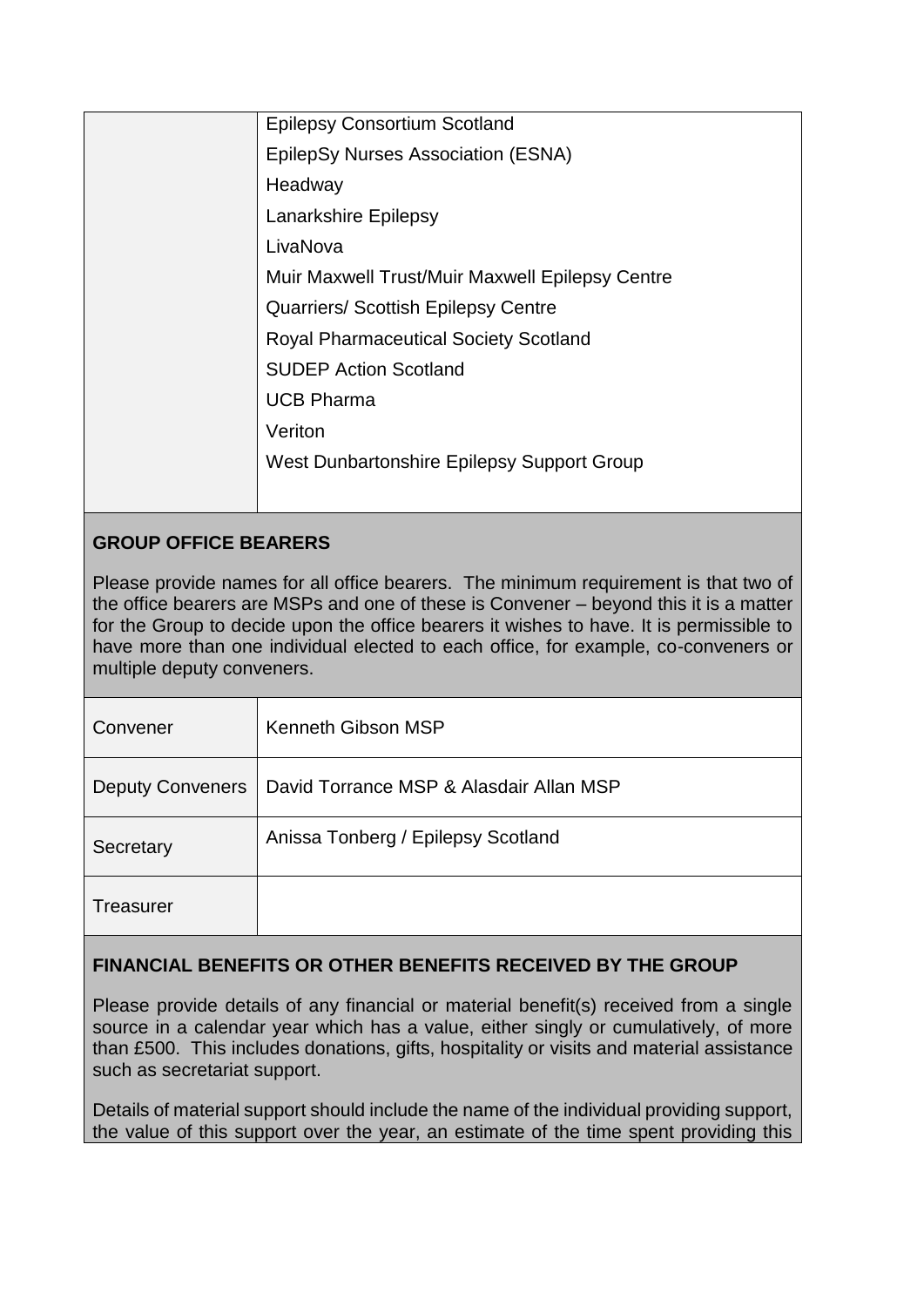| | |
|---|---|
| | Epilepsy Consortium Scotland<br>EpilepSy Nurses Association (ESNA)<br>Headway<br>Lanarkshire Epilepsy<br>LivaNova<br>Muir Maxwell Trust/Muir Maxwell Epilepsy Centre<br>Quarriers/ Scottish Epilepsy Centre<br>Royal Pharmaceutical Society Scotland<br>SUDEP Action Scotland<br>UCB Pharma<br>Veriton<br>West Dunbartonshire Epilepsy Support Group |

## GROUP OFFICE BEARERS

Please provide names for all office bearers. The minimum requirement is that two of the office bearers are MSPs and one of these is Convener – beyond this it is a matter for the Group to decide upon the office bearers it wishes to have. It is permissible to have more than one individual elected to each office, for example, co-conveners or multiple deputy conveners.

| | |
|---|---|
| Convener | Kenneth Gibson MSP |
| Deputy Conveners | David Torrance MSP & Alasdair Allan MSP |
| Secretary | Anissa Tonberg / Epilepsy Scotland |
| Treasurer | |

## FINANCIAL BENEFITS OR OTHER BENEFITS RECEIVED BY THE GROUP

Please provide details of any financial or material benefit(s) received from a single source in a calendar year which has a value, either singly or cumulatively, of more than £500. This includes donations, gifts, hospitality or visits and material assistance such as secretariat support.

Details of material support should include the name of the individual providing support, the value of this support over the year, an estimate of the time spent providing this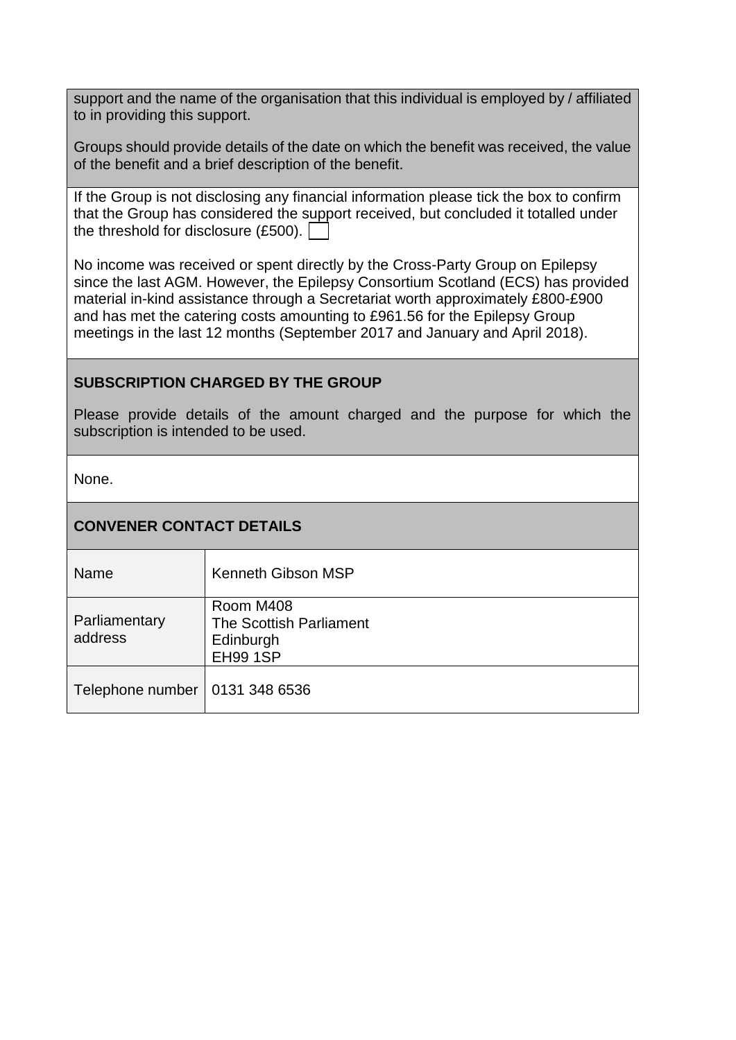support and the name of the organisation that this individual is employed by / affiliated to in providing this support.

Groups should provide details of the date on which the benefit was received, the value of the benefit and a brief description of the benefit.

If the Group is not disclosing any financial information please tick the box to confirm that the Group has considered the support received, but concluded it totalled under the threshold for disclosure (£500). ☐

No income was received or spent directly by the Cross-Party Group on Epilepsy since the last AGM. However, the Epilepsy Consortium Scotland (ECS) has provided material in-kind assistance through a Secretariat worth approximately £800-£900 and has met the catering costs amounting to £961.56 for the Epilepsy Group meetings in the last 12 months (September 2017 and January and April 2018).

**SUBSCRIPTION CHARGED BY THE GROUP**

Please provide details of the amount charged and the purpose for which the subscription is intended to be used.

None.

**CONVENER CONTACT DETAILS**

| | |
|---|---|
| Name | Kenneth Gibson MSP |
| Parliamentary address | Room M408<br>The Scottish Parliament<br>Edinburgh<br>EH99 1SP |
| Telephone number | 0131 348 6536 |